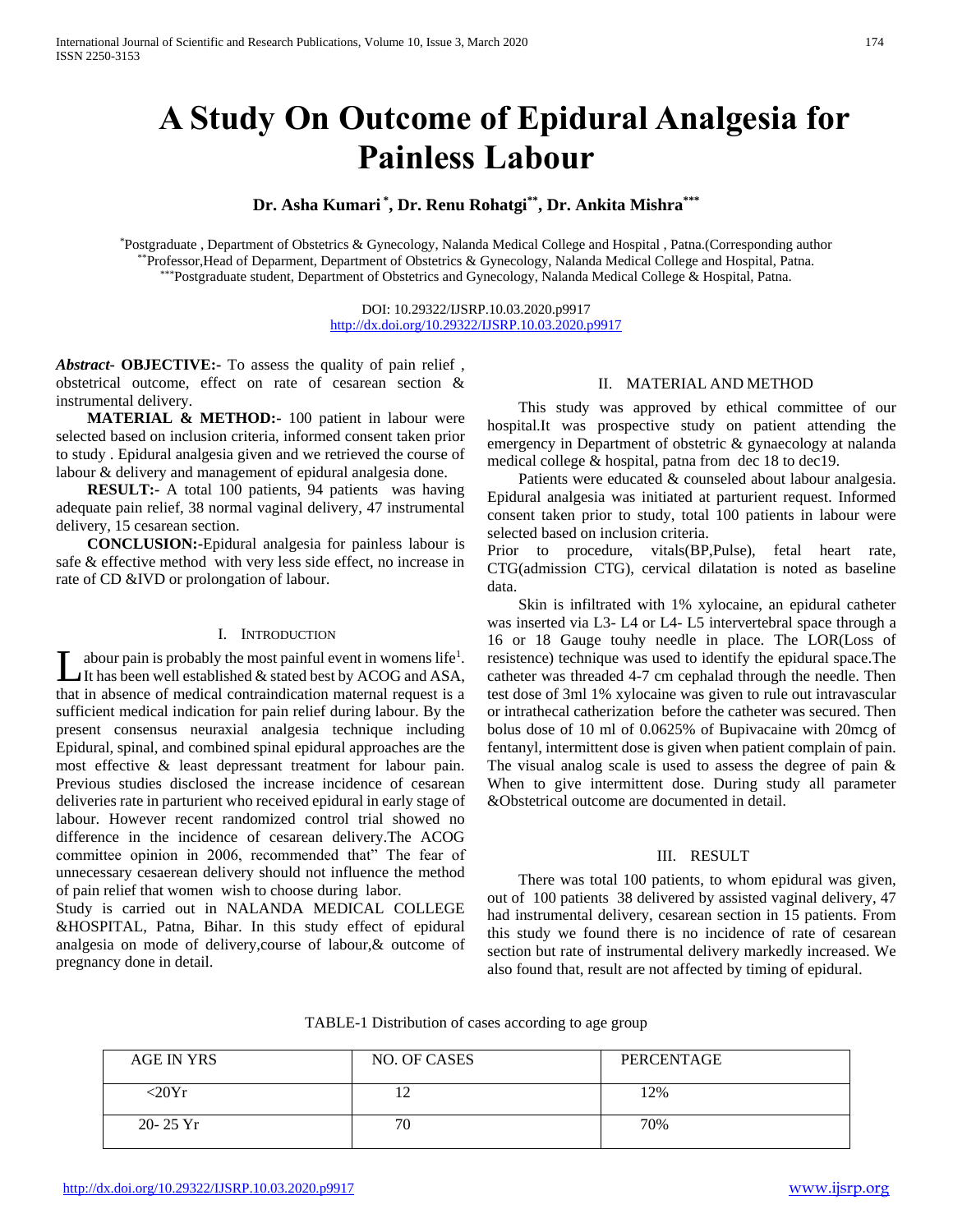# A Study On Outcome of Epidural Analgesia for Painless Labour

**Dr. Asha Kumari [*], Dr. Renu Rohatgi[**], Dr. Ankita Mishra[***]**

[*]Postgraduate , Department of Obstetrics & Gynecology, Nalanda Medical College and Hospital , Patna.(Corresponding author
[**]Professor,Head of Deparment, Department of Obstetrics & Gynecology, Nalanda Medical College and Hospital, Patna.
[***]Postgraduate student, Department of Obstetrics and Gynecology, Nalanda Medical College & Hospital, Patna.

DOI: 10.29322/IJSRP.10.03.2020.p9917
http://dx.doi.org/10.29322/IJSRP.10.03.2020.p9917

***Abstract*- OBJECTIVE:-** To assess the quality of pain relief , obstetrical outcome, effect on rate of cesarean section & instrumental delivery.

**MATERIAL & METHOD:-** 100 patient in labour were selected based on inclusion criteria, informed consent taken prior to study . Epidural analgesia given and we retrieved the course of labour & delivery and management of epidural analgesia done.

**RESULT:-** A total 100 patients, 94 patients was having adequate pain relief, 38 normal vaginal delivery, 47 instrumental delivery, 15 cesarean section.

**CONCLUSION:-**Epidural analgesia for painless labour is safe & effective method with very less side effect, no increase in rate of CD &IVD or prolongation of labour.

## I. Introduction

Labour pain is probably the most painful event in womens life[1]. It has been well established & stated best by ACOG and ASA, that in absence of medical contraindication maternal request is a sufficient medical indication for pain relief during labour. By the present consensus neuraxial analgesia technique including Epidural, spinal, and combined spinal epidural approaches are the most effective & least depressant treatment for labour pain. Previous studies disclosed the increase incidence of cesarean deliveries rate in parturient who received epidural in early stage of labour. However recent randomized control trial showed no difference in the incidence of cesarean delivery.The ACOG committee opinion in 2006, recommended that" The fear of unnecessary cesaerean delivery should not influence the method of pain relief that women wish to choose during labor.

Study is carried out in NALANDA MEDICAL COLLEGE &HOSPITAL, Patna, Bihar. In this study effect of epidural analgesia on mode of delivery,course of labour,& outcome of pregnancy done in detail.

## II. Material and Method

This study was approved by ethical committee of our hospital.It was prospective study on patient attending the emergency in Department of obstetric & gynaecology at nalanda medical college & hospital, patna from dec 18 to dec19.

Patients were educated & counseled about labour analgesia. Epidural analgesia was initiated at parturient request. Informed consent taken prior to study, total 100 patients in labour were selected based on inclusion criteria.

Prior to procedure, vitals(BP,Pulse), fetal heart rate, CTG(admission CTG), cervical dilatation is noted as baseline data.

Skin is infiltrated with 1% xylocaine, an epidural catheter was inserted via L3- L4 or L4- L5 intervertebral space through a 16 or 18 Gauge touhy needle in place. The LOR(Loss of resistence) technique was used to identify the epidural space.The catheter was threaded 4-7 cm cephalad through the needle. Then test dose of 3ml 1% xylocaine was given to rule out intravascular or intrathecal catherization before the catheter was secured. Then bolus dose of 10 ml of 0.0625% of Bupivacaine with 20mcg of fentanyl, intermittent dose is given when patient complain of pain. The visual analog scale is used to assess the degree of pain & When to give intermittent dose. During study all parameter &Obstetrical outcome are documented in detail.

## III. Result

There was total 100 patients, to whom epidural was given, out of 100 patients 38 delivered by assisted vaginal delivery, 47 had instrumental delivery, cesarean section in 15 patients. From this study we found there is no incidence of rate of cesarean section but rate of instrumental delivery markedly increased. We also found that, result are not affected by timing of epidural.

TABLE-1 Distribution of cases according to age group

| AGE IN YRS | NO. OF CASES | PERCENTAGE |
|---|---|---|
| <20Yr | 12 | 12% |
| 20- 25 Yr | 70 | 70% |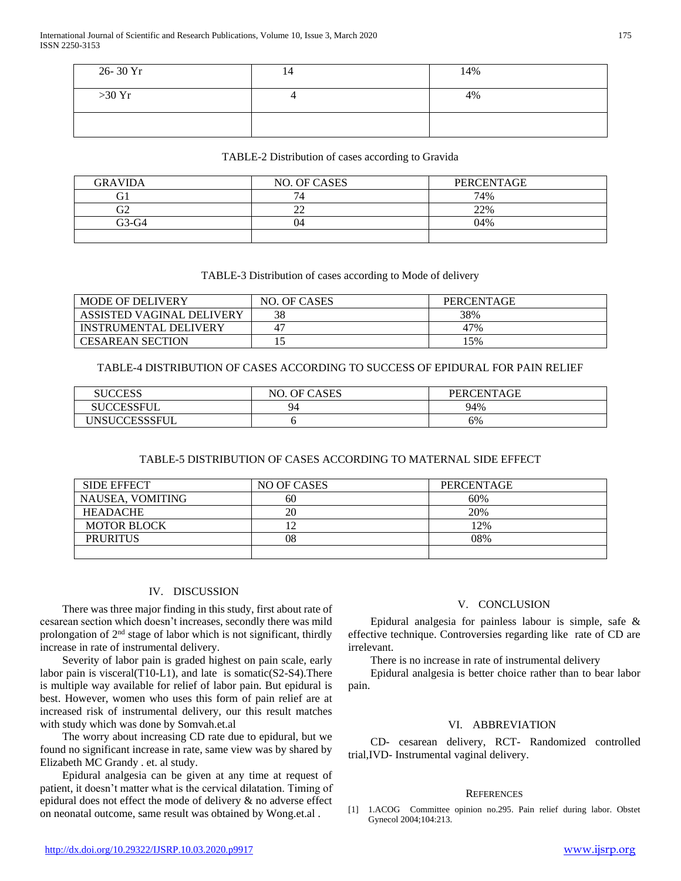| 26- 30 Yr | 14 | 14% |
|---|---|---|
| >30 Yr | 4 | 4% |
| | | |

TABLE-2 Distribution of cases according to Gravida

| GRAVIDA | NO. OF CASES | PERCENTAGE |
|---|---|---|
| G1 | 74 | 74% |
| G2 | 22 | 22% |
| G3-G4 | 04 | 04% |
| | | |

TABLE-3 Distribution of cases according to Mode of delivery

| MODE OF DELIVERY | NO. OF CASES | PERCENTAGE |
|---|---|---|
| ASSISTED VAGINAL DELIVERY | 38 | 38% |
| INSTRUMENTAL DELIVERY | 47 | 47% |
| CESAREAN SECTION | 15 | 15% |

TABLE-4 DISTRIBUTION OF CASES ACCORDING TO SUCCESS OF EPIDURAL FOR PAIN RELIEF

| SUCCESS | NO. OF CASES | PERCENTAGE |
|---|---|---|
| SUCCESSFUL | 94 | 94% |
| UNSUCCESSSFUL | 6 | 6% |

TABLE-5 DISTRIBUTION OF CASES ACCORDING TO MATERNAL SIDE EFFECT

| SIDE EFFECT | NO OF CASES | PERCENTAGE |
|---|---|---|
| NAUSEA, VOMITING | 60 | 60% |
| HEADACHE | 20 | 20% |
| MOTOR BLOCK | 12 | 12% |
| PRURITUS | 08 | 08% |
| | | |

## IV. DISCUSSION

There was three major finding in this study, first about rate of cesarean section which doesn't increases, secondly there was mild prolongation of 2nd stage of labor which is not significant, thirdly increase in rate of instrumental delivery.

Severity of labor pain is graded highest on pain scale, early labor pain is visceral(T10-L1), and late is somatic(S2-S4).There is multiple way available for relief of labor pain. But epidural is best. However, women who uses this form of pain relief are at increased risk of instrumental delivery, our this result matches with study which was done by Somvah.et.al

The worry about increasing CD rate due to epidural, but we found no significant increase in rate, same view was by shared by Elizabeth MC Grandy . et. al study.

Epidural analgesia can be given at any time at request of patient, it doesn't matter what is the cervical dilatation. Timing of epidural does not effect the mode of delivery & no adverse effect on neonatal outcome, same result was obtained by Wong.et.al .

## V. CONCLUSION

Epidural analgesia for painless labour is simple, safe & effective technique. Controversies regarding like rate of CD are irrelevant.

There is no increase in rate of instrumental delivery

Epidural analgesia is better choice rather than to bear labor pain.

## VI. ABBREVIATION

CD- cesarean delivery, RCT- Randomized controlled trial,IVD- Instrumental vaginal delivery.

## REFERENCES

[1] 1.ACOG Committee opinion no.295. Pain relief during labor. Obstet Gynecol 2004;104:213.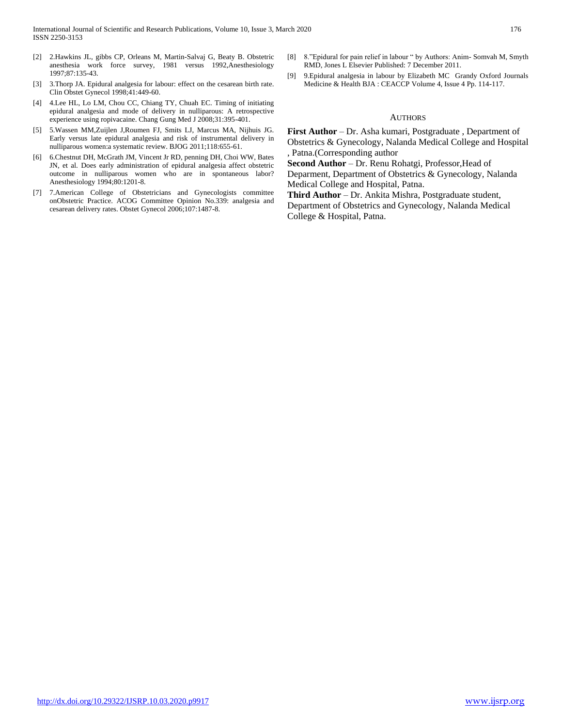[2] 2.Hawkins JL, gibbs CP, Orleans M, Martin-Salvaj G, Beaty B. Obstetric anesthesia work force survey, 1981 versus 1992,Anesthesiology 1997;87:135-43.

[3] 3.Thorp JA. Epidural analgesia for labour: effect on the cesarean birth rate. Clin Obstet Gynecol 1998;41:449-60.

[4] 4.Lee HL, Lo LM, Chou CC, Chiang TY, Chuah EC. Timing of initiating epidural analgesia and mode of delivery in nulliparous: A retrospective experience using ropivacaine. Chang Gung Med J 2008;31:395-401.

[5] 5.Wassen MM,Zuijlen J,Roumen FJ, Smits LJ, Marcus MA, Nijhuis JG. Early versus late epidural analgesia and risk of instrumental delivery in nulliparous women:a systematic review. BJOG 2011;118:655-61.

[6] 6.Chestnut DH, McGrath JM, Vincent Jr RD, penning DH, Choi WW, Bates JN, et al. Does early administration of epidural analgesia affect obstetric outcome in nulliparous women who are in spontaneous labor? Anesthesiology 1994;80:1201-8.

[7] 7.American College of Obstetricians and Gynecologists committee onObstetric Practice. ACOG Committee Opinion No.339: analgesia and cesarean delivery rates. Obstet Gynecol 2006;107:1487-8.

[8] 8."Epidural for pain relief in labour " by Authors: Anim- Somvah M, Smyth RMD, Jones L Elsevier Published: 7 December 2011.

[9] 9.Epidural analgesia in labour by Elizabeth MC Grandy Oxford Journals Medicine & Health BJA : CEACCP Volume 4, Issue 4 Pp. 114-117.

## Authors

**First Author** – Dr. Asha kumari, Postgraduate , Department of Obstetrics & Gynecology, Nalanda Medical College and Hospital , Patna.(Corresponding author

**Second Author** – Dr. Renu Rohatgi, Professor,Head of Deparment, Department of Obstetrics & Gynecology, Nalanda Medical College and Hospital, Patna.

**Third Author** – Dr. Ankita Mishra, Postgraduate student, Department of Obstetrics and Gynecology, Nalanda Medical College & Hospital, Patna.